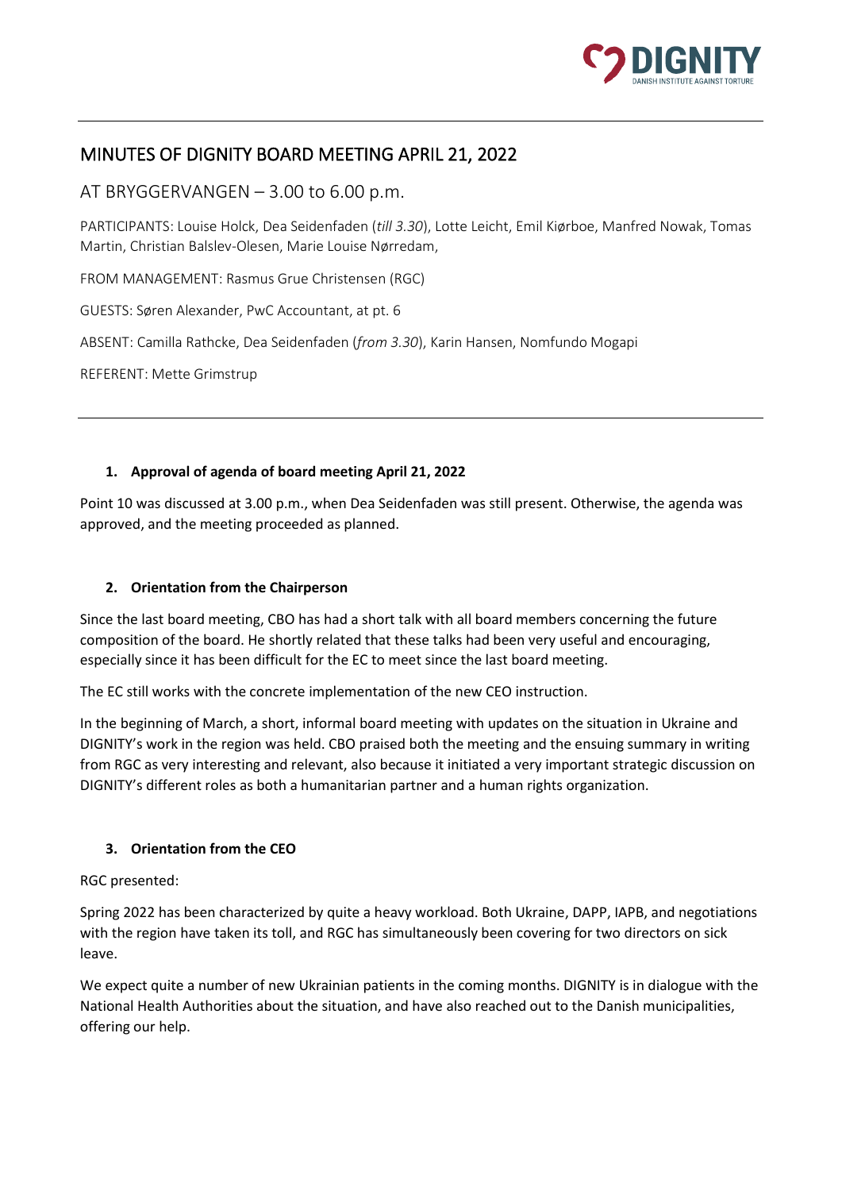# MINUTES OF DIGNITY BOARD MEETING APRIL 21, 2022

## AT BRYGGERVANGEN – 3.00 to 6.00 p.m.

PARTICIPANTS: Louise Holck, Dea Seidenfaden (*till 3.30*), Lotte Leicht, Emil Kiørboe, Manfred Nowak, Tomas Martin, Christian Balslev-Olesen, Marie Louise Nørredam,

FROM MANAGEMENT: Rasmus Grue Christensen (RGC)

GUESTS: Søren Alexander, PwC Accountant, at pt. 6

ABSENT: Camilla Rathcke, Dea Seidenfaden (*from 3.30*), Karin Hansen, Nomfundo Mogapi

REFERENT: Mette Grimstrup

---

1. **Approval of agenda of board meeting April 21, 2022**

Point 10 was discussed at 3.00 p.m., when Dea Seidenfaden was still present. Otherwise, the agenda was approved, and the meeting proceeded as planned.

2. **Orientation from the Chairperson**

Since the last board meeting, CBO has had a short talk with all board members concerning the future composition of the board. He shortly related that these talks had been very useful and encouraging, especially since it has been difficult for the EC to meet since the last board meeting.

The EC still works with the concrete implementation of the new CEO instruction.

In the beginning of March, a short, informal board meeting with updates on the situation in Ukraine and DIGNITY's work in the region was held. CBO praised both the meeting and the ensuing summary in writing from RGC as very interesting and relevant, also because it initiated a very important strategic discussion on DIGNITY's different roles as both a humanitarian partner and a human rights organization.

3. **Orientation from the CEO**

RGC presented:

Spring 2022 has been characterized by quite a heavy workload. Both Ukraine, DAPP, IAPB, and negotiations with the region have taken its toll, and RGC has simultaneously been covering for two directors on sick leave.

We expect quite a number of new Ukrainian patients in the coming months. DIGNITY is in dialogue with the National Health Authorities about the situation, and have also reached out to the Danish municipalities, offering our help.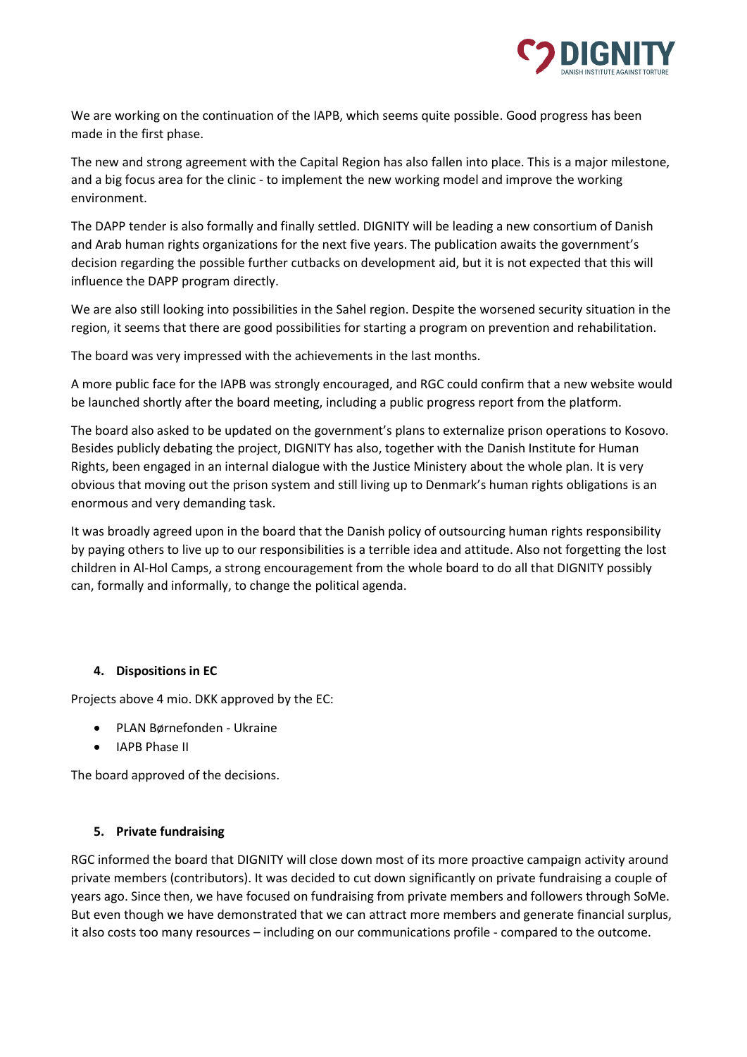We are working on the continuation of the IAPB, which seems quite possible. Good progress has been made in the first phase.

The new and strong agreement with the Capital Region has also fallen into place. This is a major milestone, and a big focus area for the clinic - to implement the new working model and improve the working environment.

The DAPP tender is also formally and finally settled. DIGNITY will be leading a new consortium of Danish and Arab human rights organizations for the next five years. The publication awaits the government's decision regarding the possible further cutbacks on development aid, but it is not expected that this will influence the DAPP program directly.

We are also still looking into possibilities in the Sahel region. Despite the worsened security situation in the region, it seems that there are good possibilities for starting a program on prevention and rehabilitation.

The board was very impressed with the achievements in the last months.

A more public face for the IAPB was strongly encouraged, and RGC could confirm that a new website would be launched shortly after the board meeting, including a public progress report from the platform.

The board also asked to be updated on the government's plans to externalize prison operations to Kosovo. Besides publicly debating the project, DIGNITY has also, together with the Danish Institute for Human Rights, been engaged in an internal dialogue with the Justice Ministery about the whole plan. It is very obvious that moving out the prison system and still living up to Denmark's human rights obligations is an enormous and very demanding task.

It was broadly agreed upon in the board that the Danish policy of outsourcing human rights responsibility by paying others to live up to our responsibilities is a terrible idea and attitude. Also not forgetting the lost children in Al-Hol Camps, a strong encouragement from the whole board to do all that DIGNITY possibly can, formally and informally, to change the political agenda.

#### 4. Dispositions in EC

Projects above 4 mio. DKK approved by the EC:

- PLAN Børnefonden - Ukraine
- IAPB Phase II

The board approved of the decisions.

#### 5. Private fundraising

RGC informed the board that DIGNITY will close down most of its more proactive campaign activity around private members (contributors). It was decided to cut down significantly on private fundraising a couple of years ago. Since then, we have focused on fundraising from private members and followers through SoMe. But even though we have demonstrated that we can attract more members and generate financial surplus, it also costs too many resources – including on our communications profile - compared to the outcome.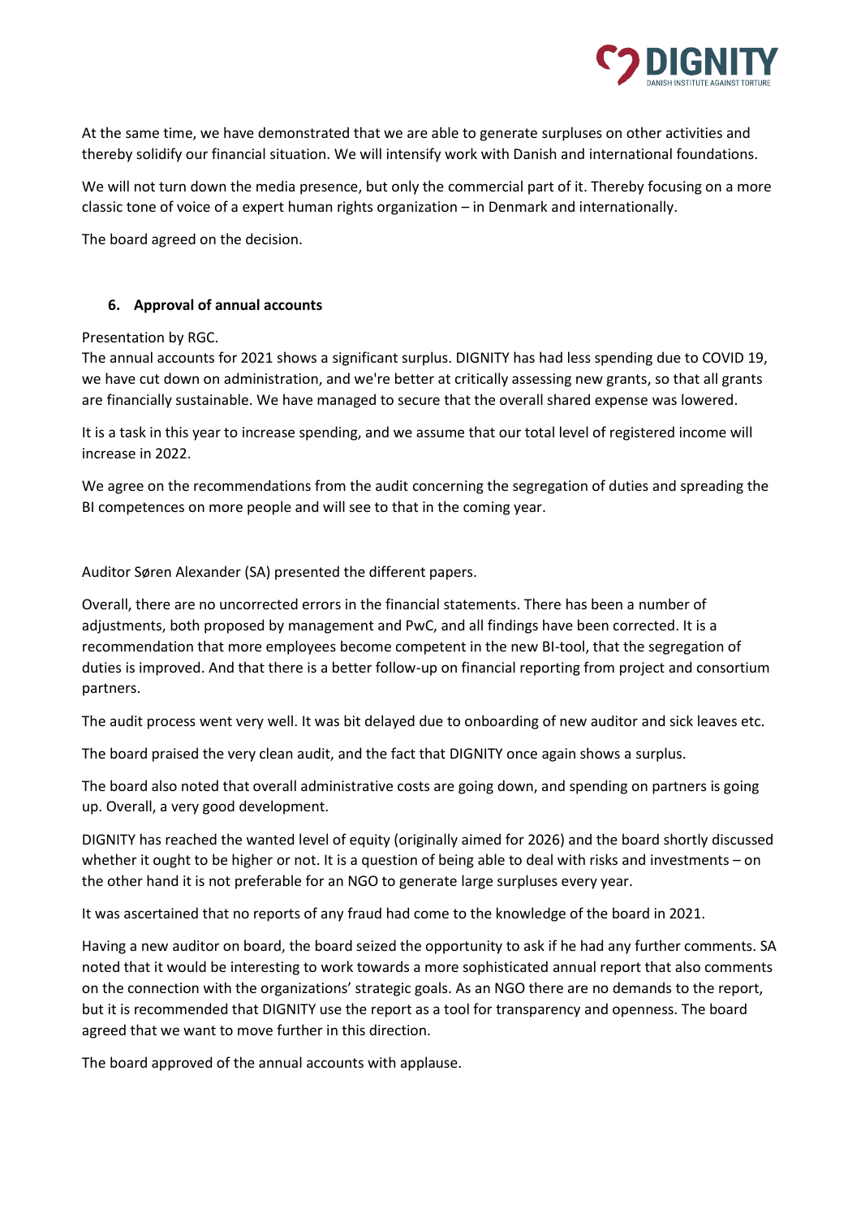At the same time, we have demonstrated that we are able to generate surpluses on other activities and thereby solidify our financial situation. We will intensify work with Danish and international foundations.

We will not turn down the media presence, but only the commercial part of it. Thereby focusing on a more classic tone of voice of a expert human rights organization – in Denmark and internationally.

The board agreed on the decision.

## 6. Approval of annual accounts

Presentation by RGC.
The annual accounts for 2021 shows a significant surplus. DIGNITY has had less spending due to COVID 19, we have cut down on administration, and we're better at critically assessing new grants, so that all grants are financially sustainable. We have managed to secure that the overall shared expense was lowered.

It is a task in this year to increase spending, and we assume that our total level of registered income will increase in 2022.

We agree on the recommendations from the audit concerning the segregation of duties and spreading the BI competences on more people and will see to that in the coming year.

Auditor Søren Alexander (SA) presented the different papers.

Overall, there are no uncorrected errors in the financial statements. There has been a number of adjustments, both proposed by management and PwC, and all findings have been corrected. It is a recommendation that more employees become competent in the new BI-tool, that the segregation of duties is improved. And that there is a better follow-up on financial reporting from project and consortium partners.

The audit process went very well. It was bit delayed due to onboarding of new auditor and sick leaves etc.

The board praised the very clean audit, and the fact that DIGNITY once again shows a surplus.

The board also noted that overall administrative costs are going down, and spending on partners is going up. Overall, a very good development.

DIGNITY has reached the wanted level of equity (originally aimed for 2026) and the board shortly discussed whether it ought to be higher or not. It is a question of being able to deal with risks and investments – on the other hand it is not preferable for an NGO to generate large surpluses every year.

It was ascertained that no reports of any fraud had come to the knowledge of the board in 2021.

Having a new auditor on board, the board seized the opportunity to ask if he had any further comments. SA noted that it would be interesting to work towards a more sophisticated annual report that also comments on the connection with the organizations' strategic goals. As an NGO there are no demands to the report, but it is recommended that DIGNITY use the report as a tool for transparency and openness. The board agreed that we want to move further in this direction.

The board approved of the annual accounts with applause.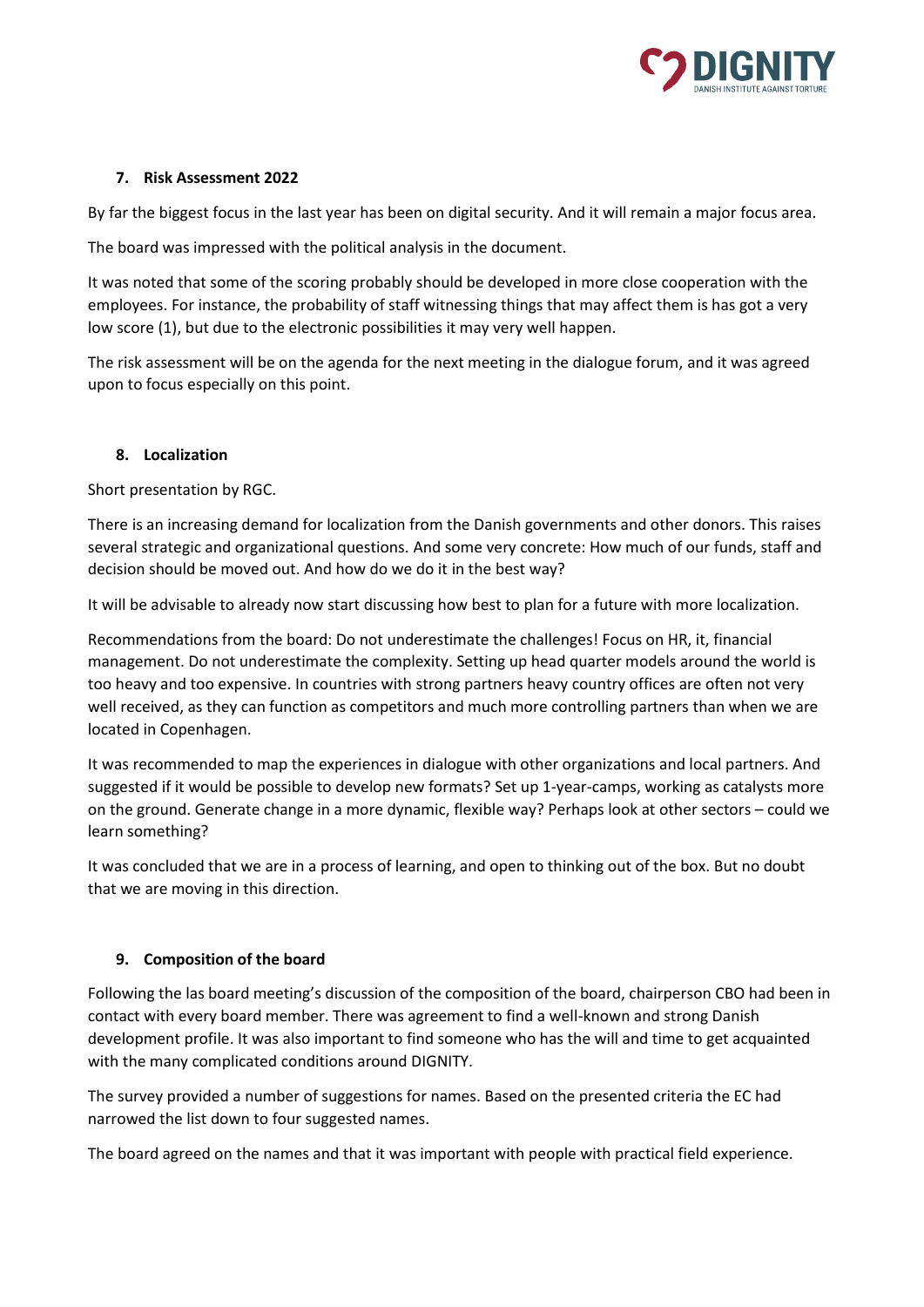### 7. Risk Assessment 2022

By far the biggest focus in the last year has been on digital security. And it will remain a major focus area.

The board was impressed with the political analysis in the document.

It was noted that some of the scoring probably should be developed in more close cooperation with the employees. For instance, the probability of staff witnessing things that may affect them is has got a very low score (1), but due to the electronic possibilities it may very well happen.

The risk assessment will be on the agenda for the next meeting in the dialogue forum, and it was agreed upon to focus especially on this point.

### 8. Localization

Short presentation by RGC.

There is an increasing demand for localization from the Danish governments and other donors. This raises several strategic and organizational questions. And some very concrete: How much of our funds, staff and decision should be moved out. And how do we do it in the best way?

It will be advisable to already now start discussing how best to plan for a future with more localization.

Recommendations from the board: Do not underestimate the challenges! Focus on HR, it, financial management. Do not underestimate the complexity. Setting up head quarter models around the world is too heavy and too expensive. In countries with strong partners heavy country offices are often not very well received, as they can function as competitors and much more controlling partners than when we are located in Copenhagen.

It was recommended to map the experiences in dialogue with other organizations and local partners. And suggested if it would be possible to develop new formats? Set up 1-year-camps, working as catalysts more on the ground. Generate change in a more dynamic, flexible way? Perhaps look at other sectors – could we learn something?

It was concluded that we are in a process of learning, and open to thinking out of the box. But no doubt that we are moving in this direction.

### 9. Composition of the board

Following the las board meeting's discussion of the composition of the board, chairperson CBO had been in contact with every board member. There was agreement to find a well-known and strong Danish development profile. It was also important to find someone who has the will and time to get acquainted with the many complicated conditions around DIGNITY.

The survey provided a number of suggestions for names. Based on the presented criteria the EC had narrowed the list down to four suggested names.

The board agreed on the names and that it was important with people with practical field experience.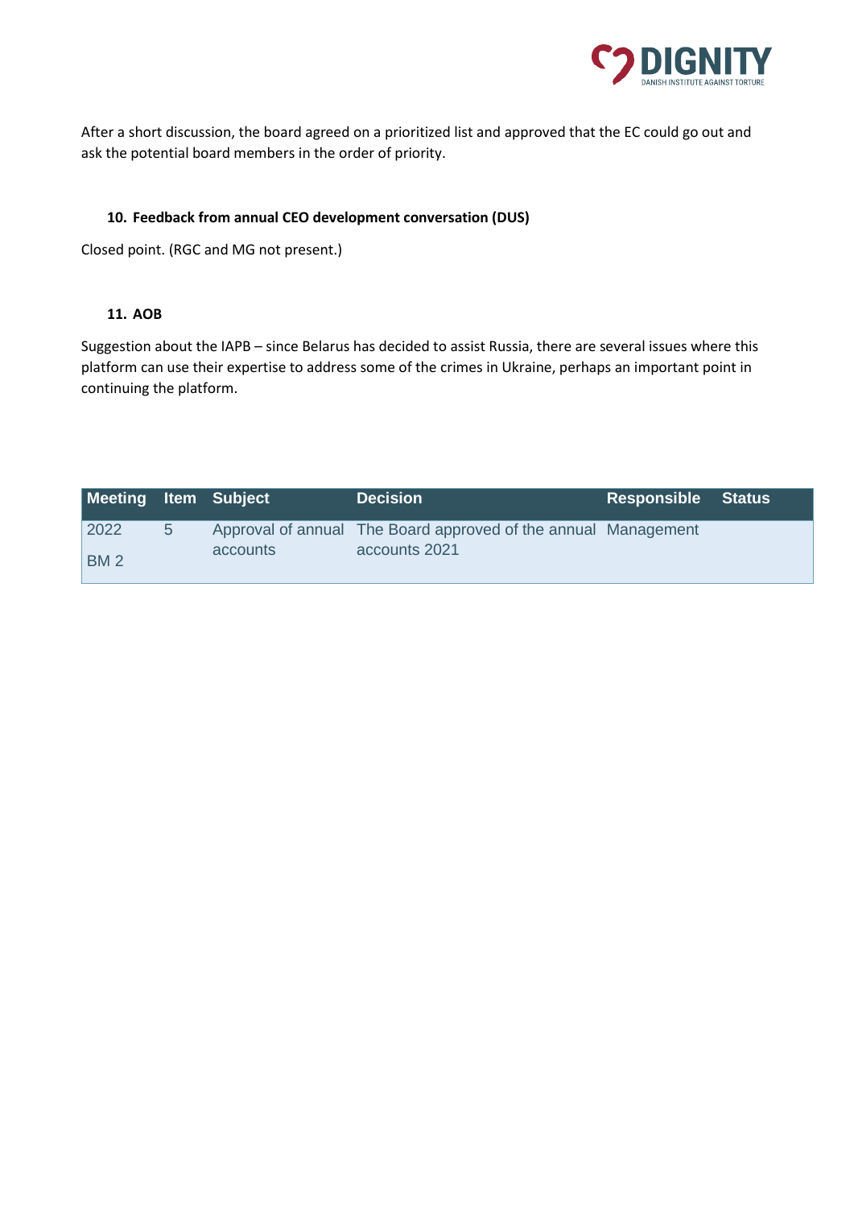After a short discussion, the board agreed on a prioritized list and approved that the EC could go out and ask the potential board members in the order of priority.

### 10. Feedback from annual CEO development conversation (DUS)

Closed point. (RGC and MG not present.)

### 11. AOB

Suggestion about the IAPB – since Belarus has decided to assist Russia, there are several issues where this platform can use their expertise to address some of the crimes in Ukraine, perhaps an important point in continuing the platform.

| Meeting | Item | Subject | Decision | Responsible | Status |
|---|---|---|---|---|---|
| 2022 BM 2 | 5 | Approval of annual accounts | The Board approved of the annual accounts 2021 | Management | |